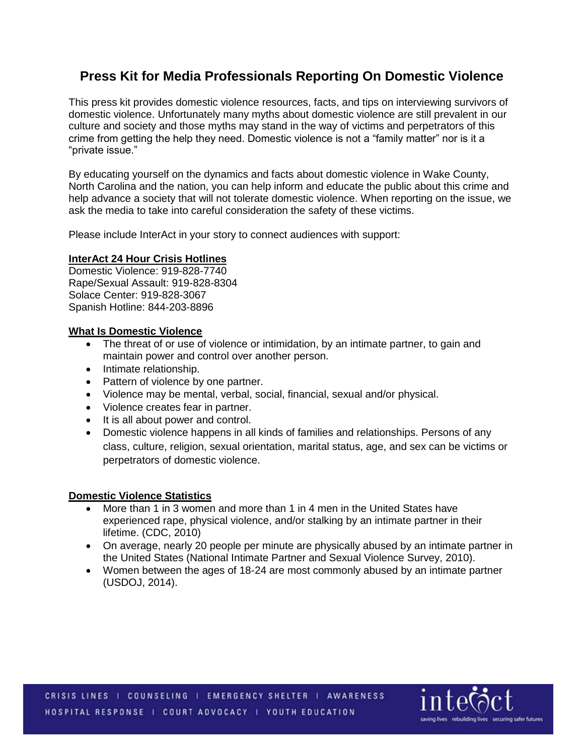# Press Kit for Media Professionals Reporting On Domestic Violence

This press kit provides domestic violence resources, facts, and tips on interviewing survivors of domestic violence. Unfortunately many myths about domestic violence are still prevalent in our culture and society and those myths may stand in the way of victims and perpetrators of this crime from getting the help they need. Domestic violence is not a "family matter" nor is it a "private issue."

By educating yourself on the dynamics and facts about domestic violence in Wake County, North Carolina and the nation, you can help inform and educate the public about this crime and help advance a society that will not tolerate domestic violence. When reporting on the issue, we ask the media to take into careful consideration the safety of these victims.

Please include InterAct in your story to connect audiences with support:

**InterAct 24 Hour Crisis Hotlines**

Domestic Violence: 919-828-7740
Rape/Sexual Assault: 919-828-8304
Solace Center: 919-828-3067
Spanish Hotline: 844-203-8896

**What Is Domestic Violence**

- The threat of or use of violence or intimidation, by an intimate partner, to gain and maintain power and control over another person.
- Intimate relationship.
- Pattern of violence by one partner.
- Violence may be mental, verbal, social, financial, sexual and/or physical.
- Violence creates fear in partner.
- It is all about power and control.
- Domestic violence happens in all kinds of families and relationships. Persons of any class, culture, religion, sexual orientation, marital status, age, and sex can be victims or perpetrators of domestic violence.

**Domestic Violence Statistics**

- More than 1 in 3 women and more than 1 in 4 men in the United States have experienced rape, physical violence, and/or stalking by an intimate partner in their lifetime. (CDC, 2010)
- On average, nearly 20 people per minute are physically abused by an intimate partner in the United States (National Intimate Partner and Sexual Violence Survey, 2010).
- Women between the ages of 18-24 are most commonly abused by an intimate partner (USDOJ, 2014).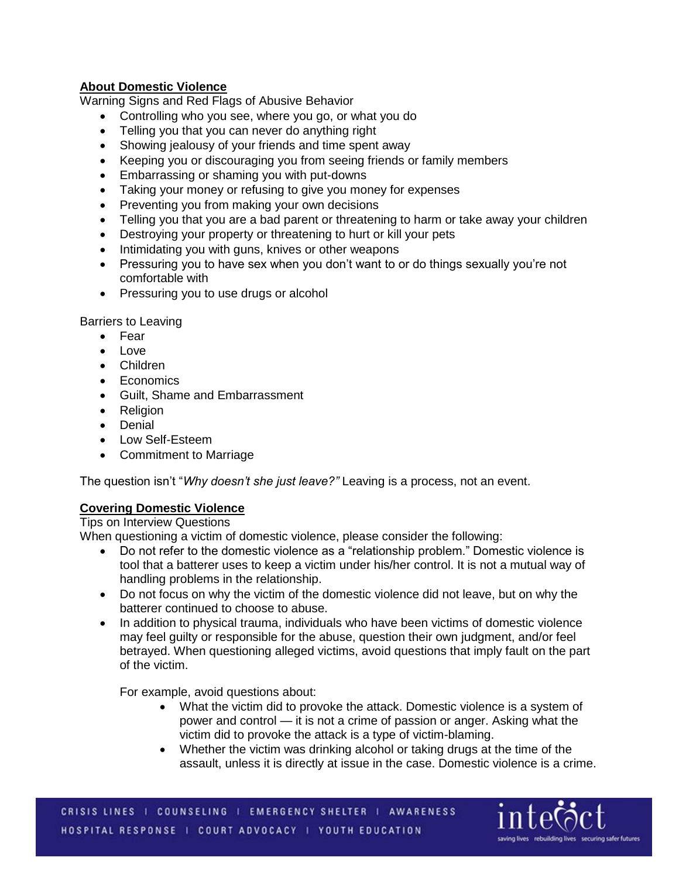**<u>About Domestic Violence</u>**

Warning Signs and Red Flags of Abusive Behavior

- Controlling who you see, where you go, or what you do
- Telling you that you can never do anything right
- Showing jealousy of your friends and time spent away
- Keeping you or discouraging you from seeing friends or family members
- Embarrassing or shaming you with put-downs
- Taking your money or refusing to give you money for expenses
- Preventing you from making your own decisions
- Telling you that you are a bad parent or threatening to harm or take away your children
- Destroying your property or threatening to hurt or kill your pets
- Intimidating you with guns, knives or other weapons
- Pressuring you to have sex when you don't want to or do things sexually you're not comfortable with
- Pressuring you to use drugs or alcohol

Barriers to Leaving

- Fear
- Love
- Children
- Economics
- Guilt, Shame and Embarrassment
- Religion
- Denial
- Low Self-Esteem
- Commitment to Marriage

The question isn't "*Why doesn't she just leave?"* Leaving is a process, not an event.

**<u>Covering Domestic Violence</u>**

Tips on Interview Questions

When questioning a victim of domestic violence, please consider the following:

- Do not refer to the domestic violence as a "relationship problem." Domestic violence is tool that a batterer uses to keep a victim under his/her control. It is not a mutual way of handling problems in the relationship.
- Do not focus on why the victim of the domestic violence did not leave, but on why the batterer continued to choose to abuse.
- In addition to physical trauma, individuals who have been victims of domestic violence may feel guilty or responsible for the abuse, question their own judgment, and/or feel betrayed. When questioning alleged victims, avoid questions that imply fault on the part of the victim.

  For example, avoid questions about:

  - What the victim did to provoke the attack. Domestic violence is a system of power and control — it is not a crime of passion or anger. Asking what the victim did to provoke the attack is a type of victim-blaming.
  - Whether the victim was drinking alcohol or taking drugs at the time of the assault, unless it is directly at issue in the case. Domestic violence is a crime.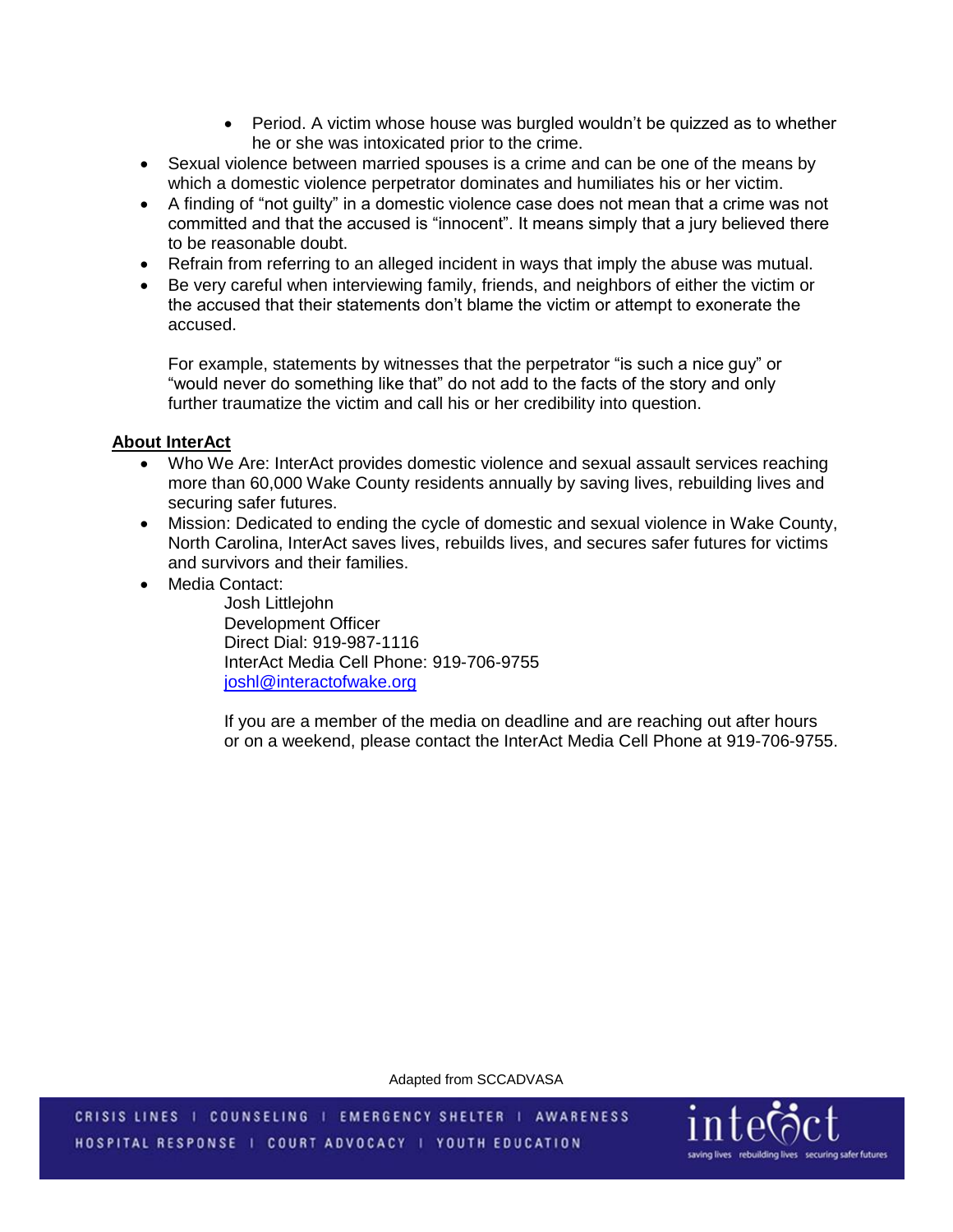- Period. A victim whose house was burgled wouldn't be quizzed as to whether he or she was intoxicated prior to the crime.
- Sexual violence between married spouses is a crime and can be one of the means by which a domestic violence perpetrator dominates and humiliates his or her victim.
- A finding of "not guilty" in a domestic violence case does not mean that a crime was not committed and that the accused is "innocent". It means simply that a jury believed there to be reasonable doubt.
- Refrain from referring to an alleged incident in ways that imply the abuse was mutual.
- Be very careful when interviewing family, friends, and neighbors of either the victim or the accused that their statements don't blame the victim or attempt to exonerate the accused.

  For example, statements by witnesses that the perpetrator "is such a nice guy" or "would never do something like that" do not add to the facts of the story and only further traumatize the victim and call his or her credibility into question.

**About InterAct**

- Who We Are: InterAct provides domestic violence and sexual assault services reaching more than 60,000 Wake County residents annually by saving lives, rebuilding lives and securing safer futures.
- Mission: Dedicated to ending the cycle of domestic and sexual violence in Wake County, North Carolina, InterAct saves lives, rebuilds lives, and secures safer futures for victims and survivors and their families.
- Media Contact:

  Josh Littlejohn
  Development Officer
  Direct Dial: 919-987-1116
  InterAct Media Cell Phone: 919-706-9755
  joshl@interactofwake.org

  If you are a member of the media on deadline and are reaching out after hours or on a weekend, please contact the InterAct Media Cell Phone at 919-706-9755.

Adapted from SCCADVASA

CRISIS LINES | COUNSELING | EMERGENCY SHELTER | AWARENESS
HOSPITAL RESPONSE | COURT ADVOCACY | YOUTH EDUCATION

interact
saving lives rebuilding lives securing safer futures